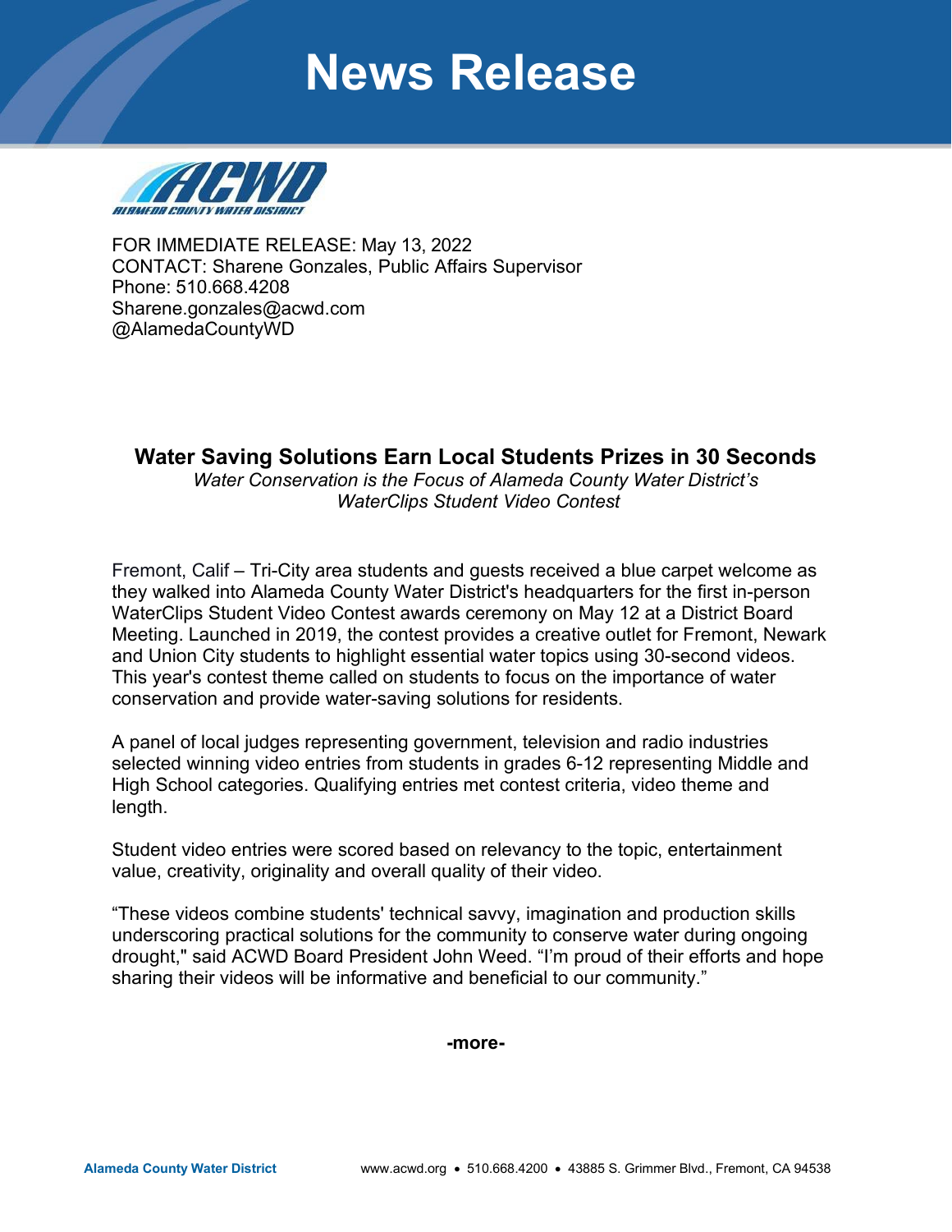# News Release

FOR IMMEDIATE RELEASE: May 13, 2022
CONTACT: Sharene Gonzales, Public Affairs Supervisor
Phone: 510.668.4208
Sharene.gonzales@acwd.com
@AlamedaCountyWD

## Water Saving Solutions Earn Local Students Prizes in 30 Seconds

*Water Conservation is the Focus of Alameda County Water District's WaterClips Student Video Contest*

Fremont, Calif – Tri-City area students and guests received a blue carpet welcome as they walked into Alameda County Water District's headquarters for the first in-person WaterClips Student Video Contest awards ceremony on May 12 at a District Board Meeting. Launched in 2019, the contest provides a creative outlet for Fremont, Newark and Union City students to highlight essential water topics using 30-second videos. This year's contest theme called on students to focus on the importance of water conservation and provide water-saving solutions for residents.

A panel of local judges representing government, television and radio industries selected winning video entries from students in grades 6-12 representing Middle and High School categories. Qualifying entries met contest criteria, video theme and length.

Student video entries were scored based on relevancy to the topic, entertainment value, creativity, originality and overall quality of their video.

"These videos combine students' technical savvy, imagination and production skills underscoring practical solutions for the community to conserve water during ongoing drought," said ACWD Board President John Weed. "I'm proud of their efforts and hope sharing their videos will be informative and beneficial to our community."

**-more-**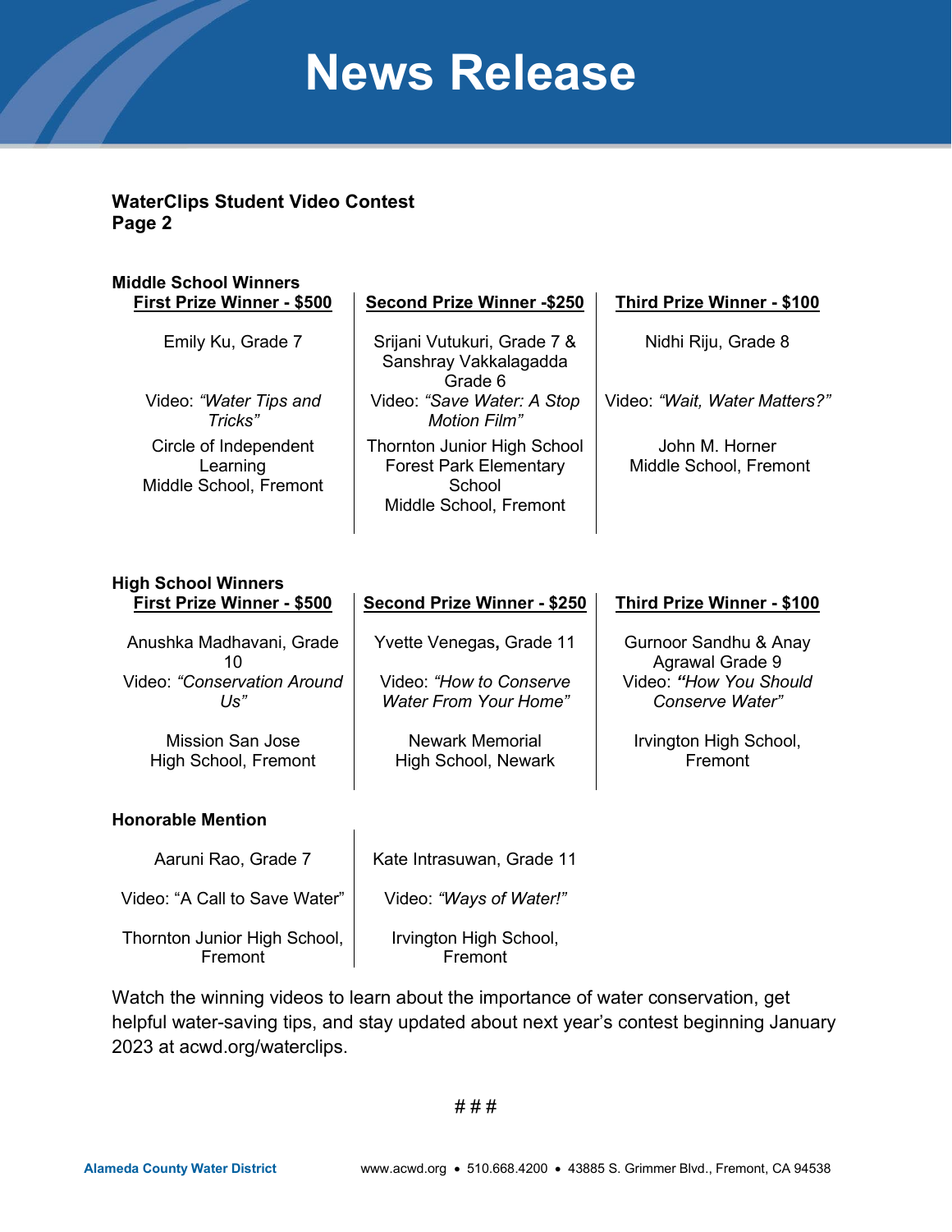**WaterClips Student Video Contest**
**Page 2**

**Middle School Winners**

| First Prize Winner - $500 | Second Prize Winner -$250 | Third Prize Winner - $100 |
|---|---|---|
| Emily Ku, Grade 7 | Srijani Vutukuri, Grade 7 & Sanshray Vakkalagadda Grade 6 | Nidhi Riju, Grade 8 |
| Video: *"Water Tips and Tricks"* | Video: *"Save Water: A Stop Motion Film"* | Video: *"Wait, Water Matters?"* |
| Circle of Independent Learning Middle School, Fremont | Thornton Junior High School Forest Park Elementary School Middle School, Fremont | John M. Horner Middle School, Fremont |

**High School Winners**

| First Prize Winner - $500 | Second Prize Winner - $250 | Third Prize Winner - $100 |
|---|---|---|
| Anushka Madhavani, Grade 10 | Yvette Venegas**,** Grade 11 | Gurnoor Sandhu & Anay Agrawal Grade 9 |
| Video: *"Conservation Around Us"* | Video: *"How to Conserve Water From Your Home"* | Video: ***"****How You Should Conserve Water"* |
| Mission San Jose High School, Fremont | Newark Memorial High School, Newark | Irvington High School, Fremont |

**Honorable Mention**

| | |
|---|---|
| Aaruni Rao, Grade 7 | Kate Intrasuwan, Grade 11 |
| Video: "A Call to Save Water" | Video: *"Ways of Water!"* |
| Thornton Junior High School, Fremont | Irvington High School, Fremont |

Watch the winning videos to learn about the importance of water conservation, get helpful water-saving tips, and stay updated about next year's contest beginning January 2023 at acwd.org/waterclips.

# # #